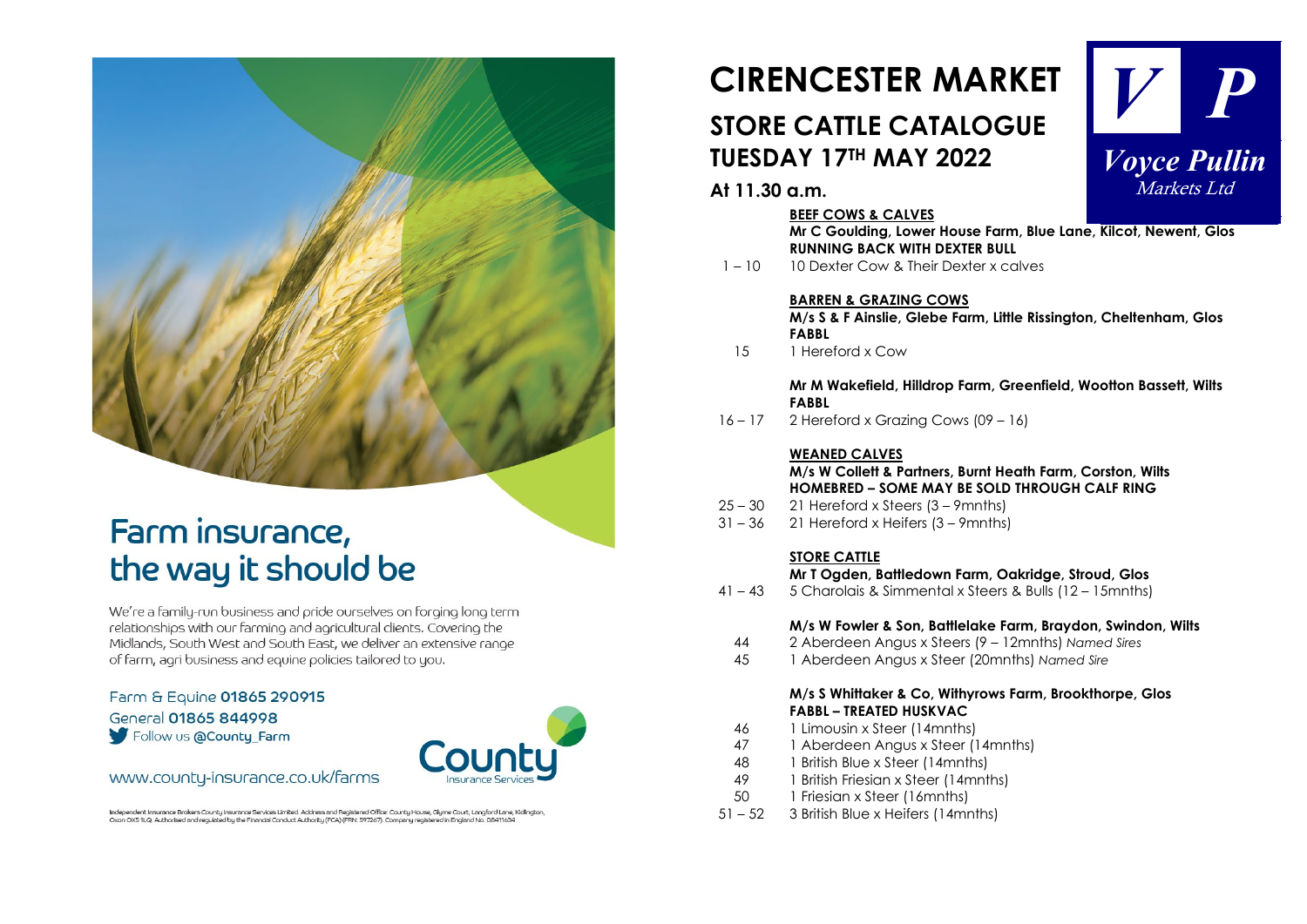## Farm insurance, the way it should be

We're a family-run business and pride ourselves on forging long term relationships with our farming and agricultural clients. Covering the Midlands, South West and South East, we deliver an extensive range of farm, agri business and equine policies tailored to you.

Farm & Equine **01865 290915**
General **01865 844998**
Follow us **@County_Farm**

www.county-insurance.co.uk/farms

County Insurance Services

Independent Insurance Brokers County Insurance Services Limited. Address and Registered Office: County House, Glyme Court, Langford Lane, Kidlington, Oxon OX5 1LQ. Authorised and regulated by the Financial Conduct Authority (FCA) (FRN: 597267). Company registered in England No. 08411634

# CIRENCESTER MARKET

## STORE CATTLE CATALOGUE
## TUESDAY 17TH MAY 2022

VP Voyce Pullin Markets Ltd

**At 11.30 a.m.**

**BEEF COWS & CALVES**

**Mr C Goulding, Lower House Farm, Blue Lane, Kilcot, Newent, Glos**
**RUNNING BACK WITH DEXTER BULL**

1 – 10 10 Dexter Cow & Their Dexter x calves

**BARREN & GRAZING COWS**

**M/s S & F Ainslie, Glebe Farm, Little Rissington, Cheltenham, Glos**
**FABBL**

15 1 Hereford x Cow

**Mr M Wakefield, Hilldrop Farm, Greenfield, Wootton Bassett, Wilts**
**FABBL**

16 – 17 2 Hereford x Grazing Cows (09 – 16)

**WEANED CALVES**

**M/s W Collett & Partners, Burnt Heath Farm, Corston, Wilts**
**HOMEBRED – SOME MAY BE SOLD THROUGH CALF RING**

25 – 30 21 Hereford x Steers (3 – 9mnths)
31 – 36 21 Hereford x Heifers (3 – 9mnths)

**STORE CATTLE**

**Mr T Ogden, Battledown Farm, Oakridge, Stroud, Glos**

41 – 43 5 Charolais & Simmental x Steers & Bulls (12 – 15mnths)

**M/s W Fowler & Son, Battlelake Farm, Braydon, Swindon, Wilts**

44 2 Aberdeen Angus x Steers (9 – 12mnths) *Named Sires*
45 1 Aberdeen Angus x Steer (20mnths) *Named Sire*

**M/s S Whittaker & Co, Withyrows Farm, Brookthorpe, Glos**
**FABBL – TREATED HUSKVAC**

46 1 Limousin x Steer (14mnths)
47 1 Aberdeen Angus x Steer (14mnths)
48 1 British Blue x Steer (14mnths)
49 1 British Friesian x Steer (14mnths)
50 1 Friesian x Steer (16mnths)
51 – 52 3 British Blue x Heifers (14mnths)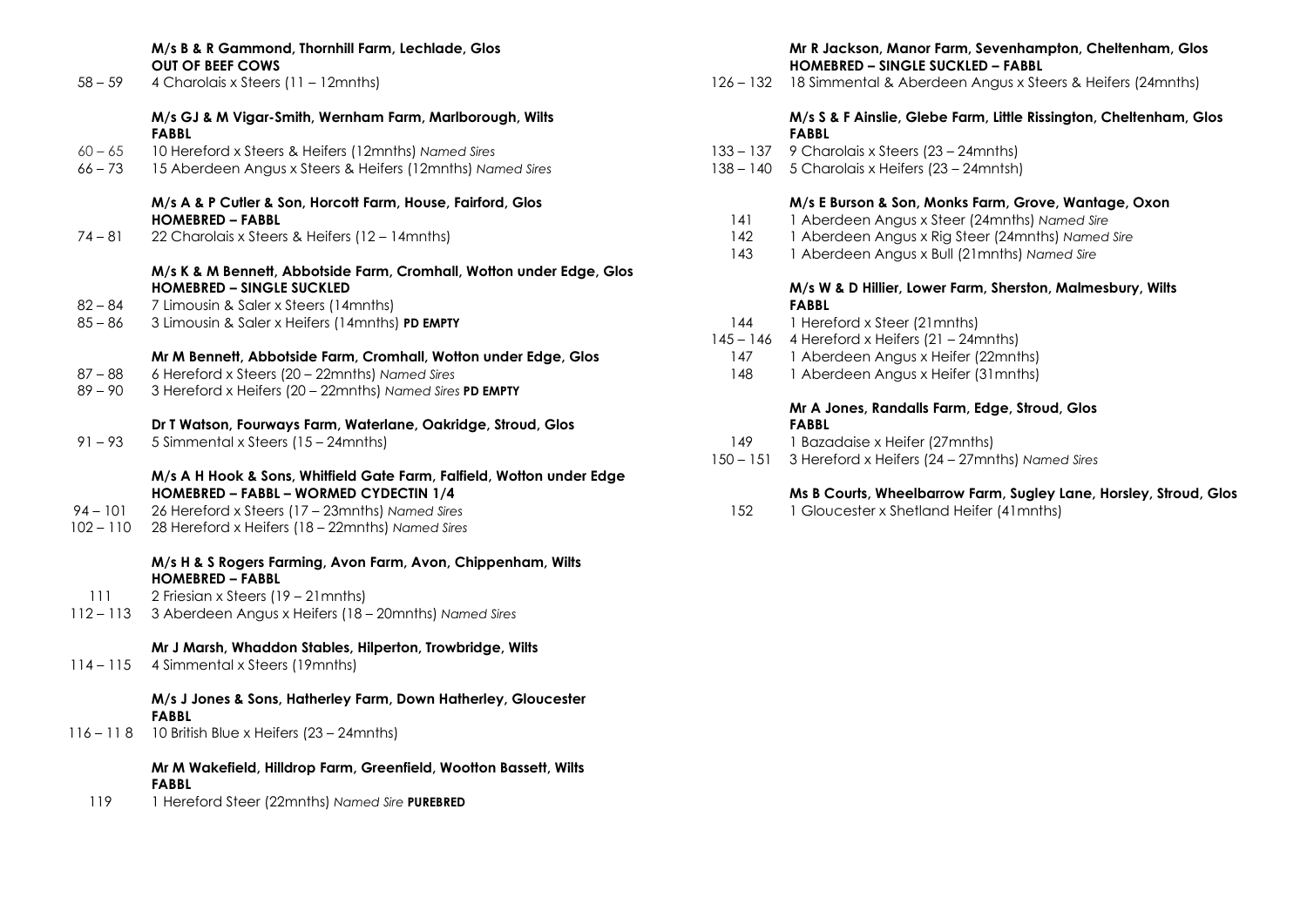**M/s B & R Gammond, Thornhill Farm, Lechlade, Glos**
**OUT OF BEEF COWS**

58 – 59 4 Charolais x Steers (11 – 12mnths)

**M/s GJ & M Vigar-Smith, Wernham Farm, Marlborough, Wilts**
**FABBL**

60 – 65 10 Hereford x Steers & Heifers (12mnths) *Named Sires*
66 – 73 15 Aberdeen Angus x Steers & Heifers (12mnths) *Named Sires*

**M/s A & P Cutler & Son, Horcott Farm, House, Fairford, Glos**
**HOMEBRED – FABBL**

74 – 81 22 Charolais x Steers & Heifers (12 – 14mnths)

**M/s K & M Bennett, Abbotside Farm, Cromhall, Wotton under Edge, Glos**
**HOMEBRED – SINGLE SUCKLED**

82 – 84 7 Limousin & Saler x Steers (14mnths)
85 – 86 3 Limousin & Saler x Heifers (14mnths) **PD EMPTY**

**Mr M Bennett, Abbotside Farm, Cromhall, Wotton under Edge, Glos**

87 – 88 6 Hereford x Steers (20 – 22mnths) *Named Sires*
89 – 90 3 Hereford x Heifers (20 – 22mnths) *Named Sires* **PD EMPTY**

**Dr T Watson, Fourways Farm, Waterlane, Oakridge, Stroud, Glos**

91 – 93 5 Simmental x Steers (15 – 24mnths)

**M/s A H Hook & Sons, Whitfield Gate Farm, Falfield, Wotton under Edge**
**HOMEBRED – FABBL – WORMED CYDECTIN 1/4**

94 – 101 26 Hereford x Steers (17 – 23mnths) *Named Sires*
102 – 110 28 Hereford x Heifers (18 – 22mnths) *Named Sires*

**M/s H & S Rogers Farming, Avon Farm, Avon, Chippenham, Wilts**
**HOMEBRED – FABBL**

111 2 Friesian x Steers (19 – 21mnths)
112 – 113 3 Aberdeen Angus x Heifers (18 – 20mnths) *Named Sires*

**Mr J Marsh, Whaddon Stables, Hilperton, Trowbridge, Wilts**

114 – 115 4 Simmental x Steers (19mnths)

**M/s J Jones & Sons, Hatherley Farm, Down Hatherley, Gloucester**
**FABBL**

116 – 11 8 10 British Blue x Heifers (23 – 24mnths)

**Mr M Wakefield, Hilldrop Farm, Greenfield, Wootton Bassett, Wilts**
**FABBL**

119 1 Hereford Steer (22mnths) *Named Sire* **PUREBRED**

**Mr R Jackson, Manor Farm, Sevenhampton, Cheltenham, Glos**
**HOMEBRED – SINGLE SUCKLED – FABBL**

126 – 132 18 Simmental & Aberdeen Angus x Steers & Heifers (24mnths)

**M/s S & F Ainslie, Glebe Farm, Little Rissington, Cheltenham, Glos**
**FABBL**

133 – 137 9 Charolais x Steers (23 – 24mnths)
138 – 140 5 Charolais x Heifers (23 – 24mntsh)

**M/s E Burson & Son, Monks Farm, Grove, Wantage, Oxon**

141 1 Aberdeen Angus x Steer (24mnths) *Named Sire*
142 1 Aberdeen Angus x Rig Steer (24mnths) *Named Sire*
143 1 Aberdeen Angus x Bull (21mnths) *Named Sire*

**M/s W & D Hillier, Lower Farm, Sherston, Malmesbury, Wilts**
**FABBL**

144 1 Hereford x Steer (21mnths)
145 – 146 4 Hereford x Heifers (21 – 24mnths)
147 1 Aberdeen Angus x Heifer (22mnths)
148 1 Aberdeen Angus x Heifer (31mnths)

**Mr A Jones, Randalls Farm, Edge, Stroud, Glos**
**FABBL**

149 1 Bazadaise x Heifer (27mnths)
150 – 151 3 Hereford x Heifers (24 – 27mnths) *Named Sires*

**Ms B Courts, Wheelbarrow Farm, Sugley Lane, Horsley, Stroud, Glos**

152 1 Gloucester x Shetland Heifer (41mnths)